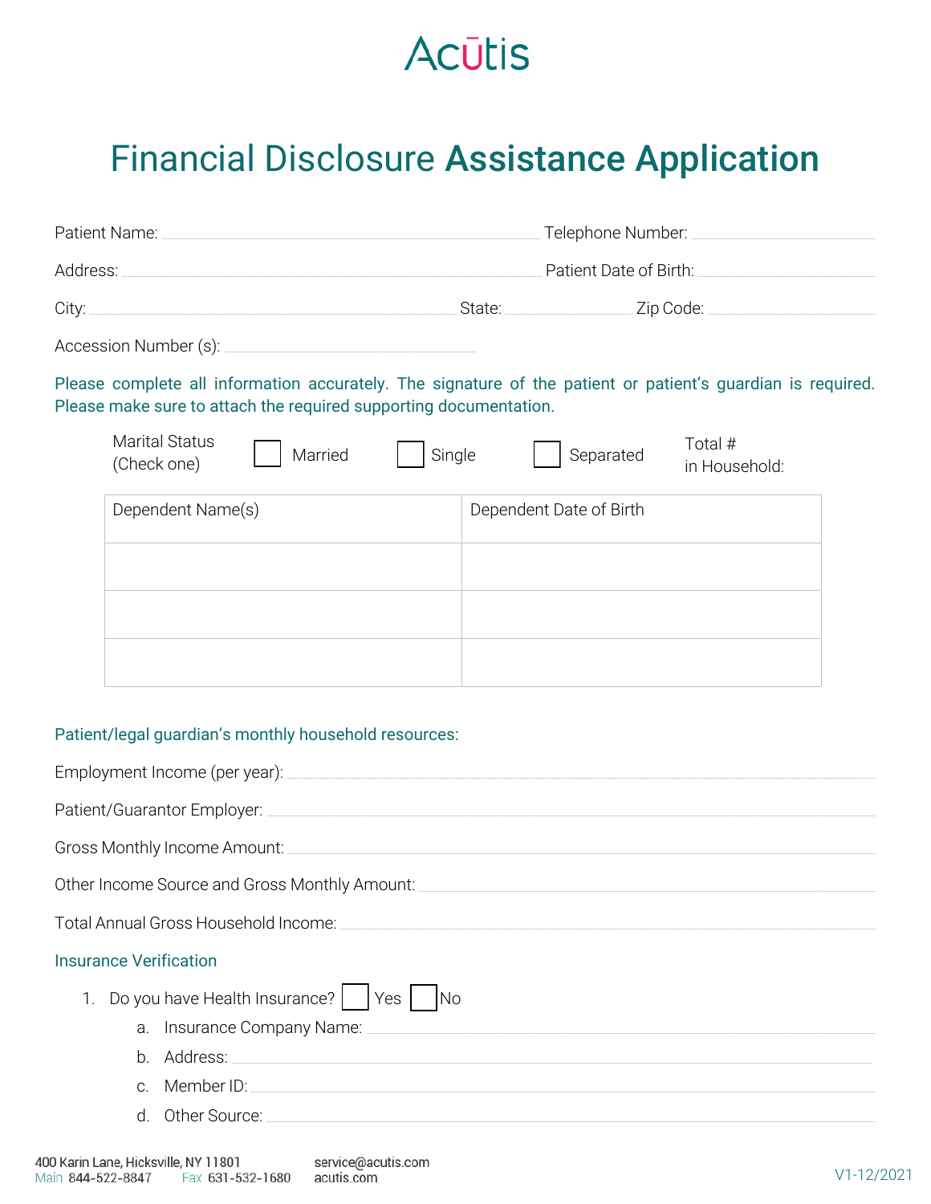Acūtis

# Financial Disclosure **Assistance Application**

Patient Name: ______________________ Telephone Number: ______________________

Address: ______________________ Patient Date of Birth: ______________________

City: ______________________ State: ____________ Zip Code: ______________________

Accession Number (s): ______________________

Please complete all information accurately. The signature of the patient or patient's guardian is required. Please make sure to attach the required supporting documentation.

Marital Status (Check one) ☐ Married ☐ Single ☐ Separated Total # in Household:

| Dependent Name(s) | Dependent Date of Birth |
|---|---|
| | |
| | |
| | |

Patient/legal guardian's monthly household resources:

Employment Income (per year): ______________________

Patient/Guarantor Employer: ______________________

Gross Monthly Income Amount: ______________________

Other Income Source and Gross Monthly Amount: ______________________

Total Annual Gross Household Income: ______________________

Insurance Verification

1. Do you have Health Insurance? ☐ Yes ☐ No
   a. Insurance Company Name: ______________________
   b. Address: ______________________
   c. Member ID: ______________________
   d. Other Source: ______________________

400 Karin Lane, Hicksville, NY 11801
Main 844-522-8847 Fax 631-532-1680
service@acutis.com
acutis.com

V1-12/2021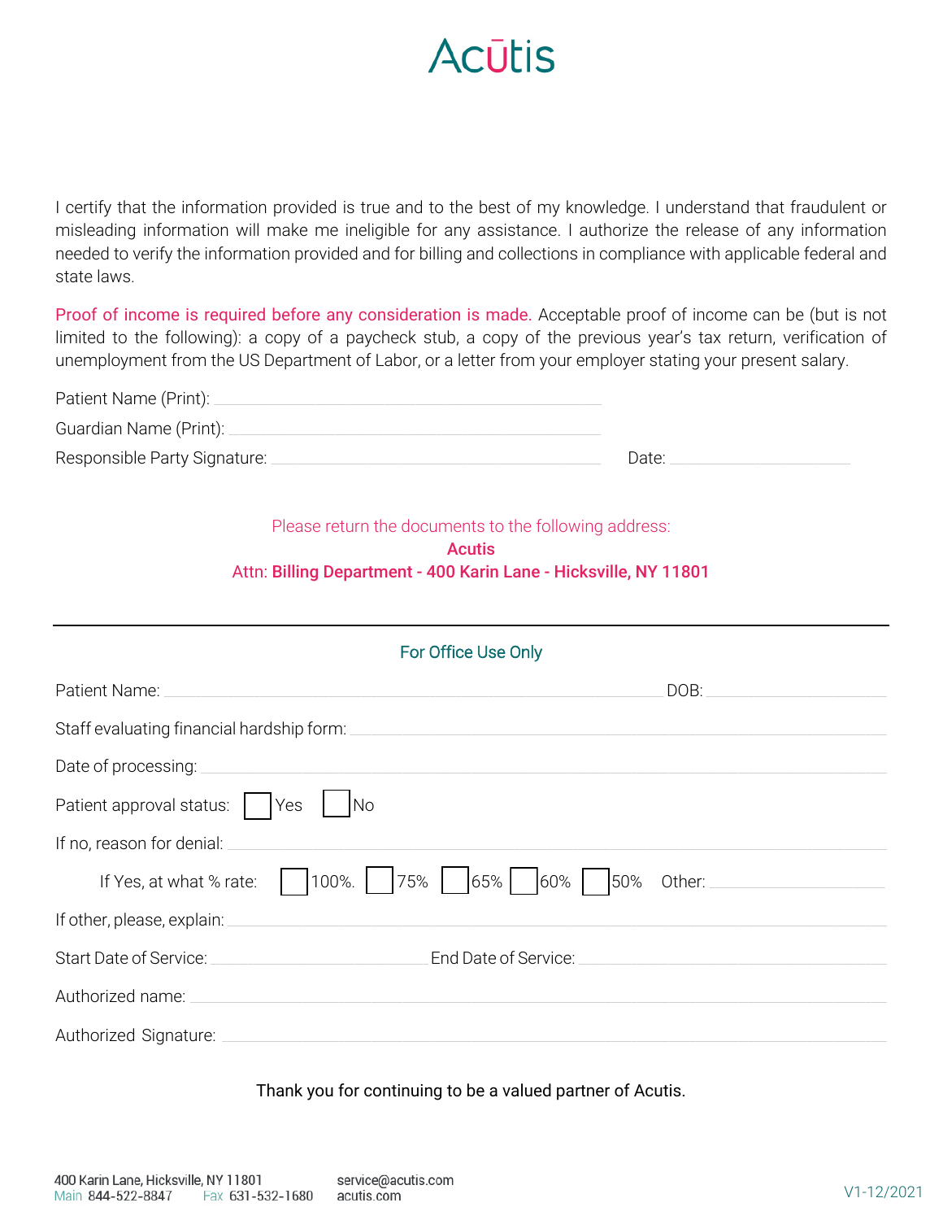Acūtis

I certify that the information provided is true and to the best of my knowledge. I understand that fraudulent or misleading information will make me ineligible for any assistance. I authorize the release of any information needed to verify the information provided and for billing and collections in compliance with applicable federal and state laws.

Proof of income is required before any consideration is made. Acceptable proof of income can be (but is not limited to the following): a copy of a paycheck stub, a copy of the previous year's tax return, verification of unemployment from the US Department of Labor, or a letter from your employer stating your present salary.

Patient Name (Print): ______________________________

Guardian Name (Print): ______________________________

Responsible Party Signature: ______________________________ Date: ______________

Please return the documents to the following address:

**Acutis**

Attn: **Billing Department - 400 Karin Lane - Hicksville, NY 11801**

---

## For Office Use Only

Patient Name: ______________________________ DOB: ______________

Staff evaluating financial hardship form: ______________________________

Date of processing: ______________________________

Patient approval status: ☐ Yes ☐ No

If no, reason for denial: ______________________________

If Yes, at what % rate: ☐ 100%. ☐ 75% ☐ 65% ☐ 60% ☐ 50% Other: ______________

If other, please, explain: ______________________________

Start Date of Service: ______________ End Date of Service: ______________

Authorized name: ______________________________

Authorized Signature: ______________________________

Thank you for continuing to be a valued partner of Acutis.

400 Karin Lane, Hicksville, NY 11801
Main 844-522-8847 Fax 631-532-1680
service@acutis.com
acutis.com

V1-12/2021